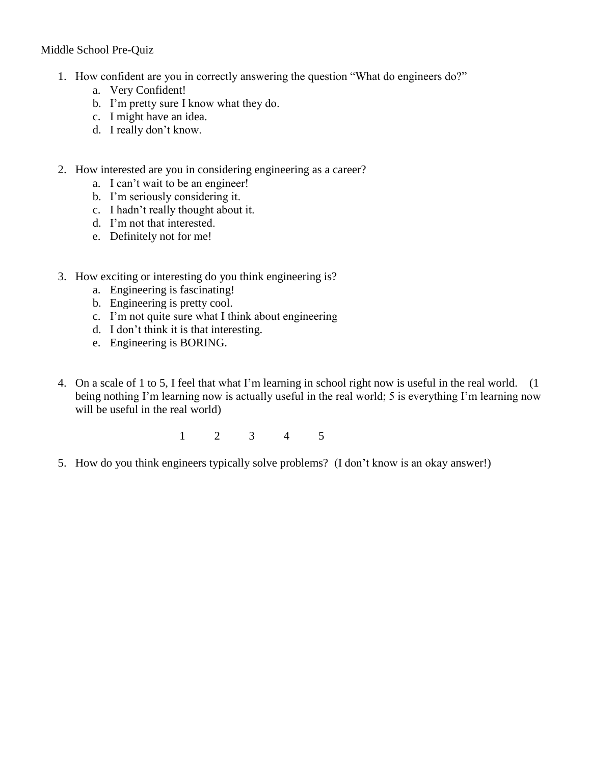Middle School Pre-Quiz

1. How confident are you in correctly answering the question "What do engineers do?"
   a. Very Confident!
   b. I'm pretty sure I know what they do.
   c. I might have an idea.
   d. I really don't know.

2. How interested are you in considering engineering as a career?
   a. I can't wait to be an engineer!
   b. I'm seriously considering it.
   c. I hadn't really thought about it.
   d. I'm not that interested.
   e. Definitely not for me!

3. How exciting or interesting do you think engineering is?
   a. Engineering is fascinating!
   b. Engineering is pretty cool.
   c. I'm not quite sure what I think about engineering
   d. I don't think it is that interesting.
   e. Engineering is BORING.

4. On a scale of 1 to 5, I feel that what I'm learning in school right now is useful in the real world. (1 being nothing I'm learning now is actually useful in the real world; 5 is everything I'm learning now will be useful in the real world)

   1 2 3 4 5

5. How do you think engineers typically solve problems? (I don't know is an okay answer!)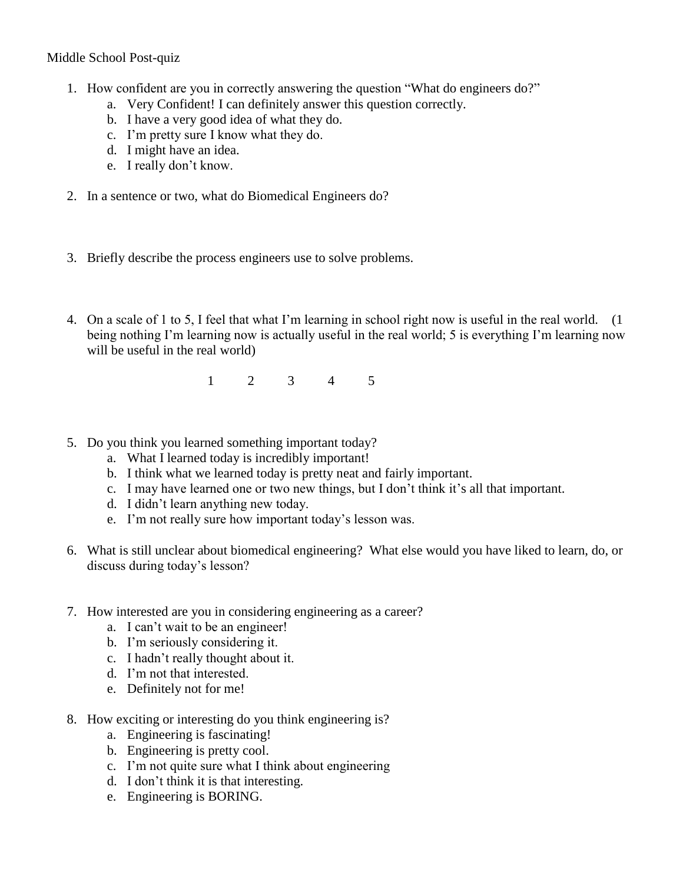Middle School Post-quiz

1. How confident are you in correctly answering the question "What do engineers do?"
    a. Very Confident! I can definitely answer this question correctly.
    b. I have a very good idea of what they do.
    c. I'm pretty sure I know what they do.
    d. I might have an idea.
    e. I really don't know.

2. In a sentence or two, what do Biomedical Engineers do?

3. Briefly describe the process engineers use to solve problems.

4. On a scale of 1 to 5, I feel that what I'm learning in school right now is useful in the real world. (1 being nothing I'm learning now is actually useful in the real world; 5 is everything I'm learning now will be useful in the real world)

    1 2 3 4 5

5. Do you think you learned something important today?
    a. What I learned today is incredibly important!
    b. I think what we learned today is pretty neat and fairly important.
    c. I may have learned one or two new things, but I don't think it's all that important.
    d. I didn't learn anything new today.
    e. I'm not really sure how important today's lesson was.

6. What is still unclear about biomedical engineering? What else would you have liked to learn, do, or discuss during today's lesson?

7. How interested are you in considering engineering as a career?
    a. I can't wait to be an engineer!
    b. I'm seriously considering it.
    c. I hadn't really thought about it.
    d. I'm not that interested.
    e. Definitely not for me!

8. How exciting or interesting do you think engineering is?
    a. Engineering is fascinating!
    b. Engineering is pretty cool.
    c. I'm not quite sure what I think about engineering
    d. I don't think it is that interesting.
    e. Engineering is BORING.